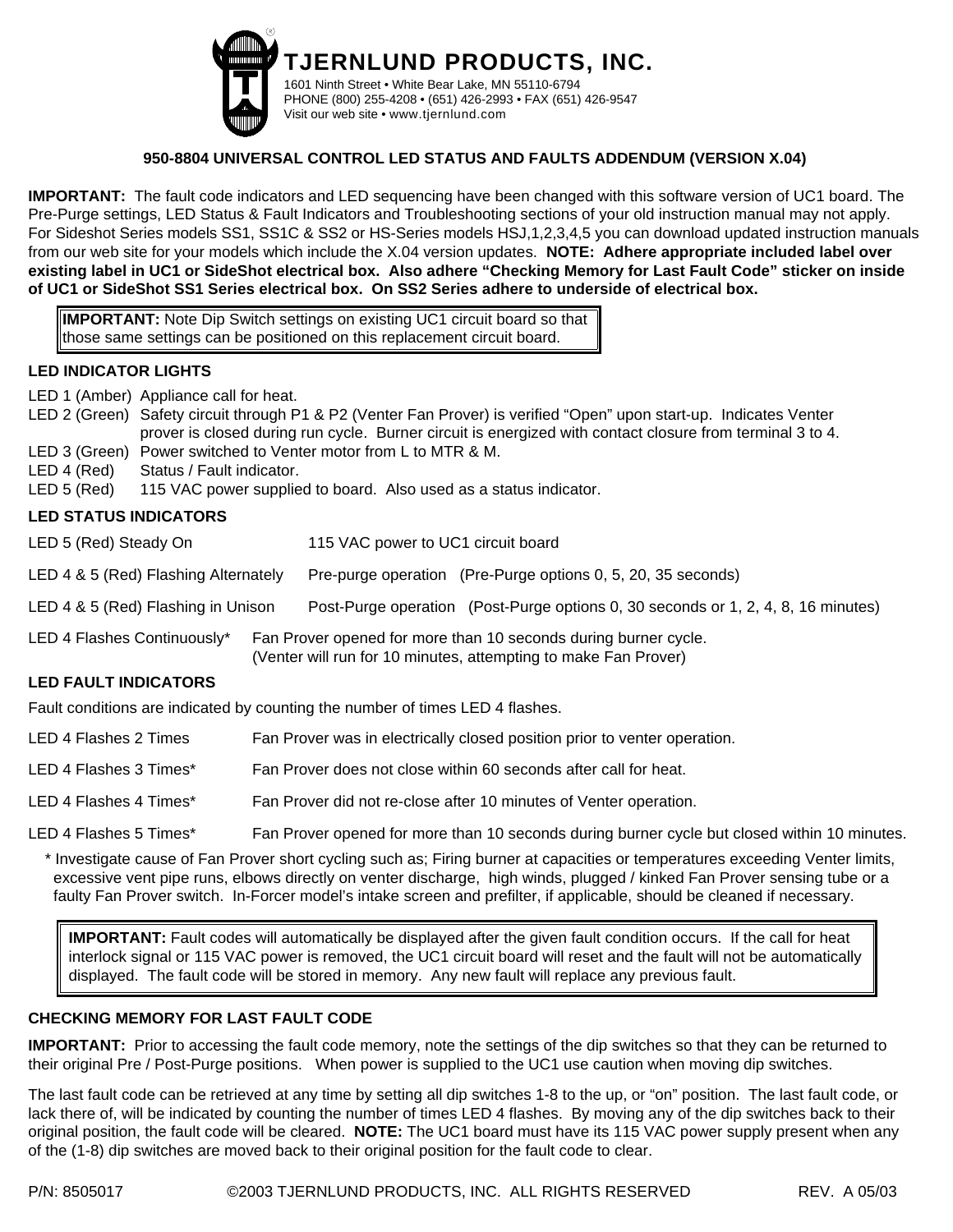# TJERNLUND PRODUCTS, INC.

1601 Ninth Street • White Bear Lake, MN 55110-6794
PHONE (800) 255-4208 • (651) 426-2993 • FAX (651) 426-9547
Visit our web site • www.tjernlund.com

**950-8804 UNIVERSAL CONTROL LED STATUS AND FAULTS ADDENDUM (VERSION X.04)**

**IMPORTANT:** The fault code indicators and LED sequencing have been changed with this software version of UC1 board. The Pre-Purge settings, LED Status & Fault Indicators and Troubleshooting sections of your old instruction manual may not apply. For Sideshot Series models SS1, SS1C & SS2 or HS-Series models HSJ,1,2,3,4,5 you can download updated instruction manuals from our web site for your models which include the X.04 version updates. **NOTE: Adhere appropriate included label over existing label in UC1 or SideShot electrical box. Also adhere "Checking Memory for Last Fault Code" sticker on inside of UC1 or SideShot SS1 Series electrical box. On SS2 Series adhere to underside of electrical box.**

> **IMPORTANT:** Note Dip Switch settings on existing UC1 circuit board so that those same settings can be positioned on this replacement circuit board.

## LED INDICATOR LIGHTS

- LED 1 (Amber) Appliance call for heat.
- LED 2 (Green) Safety circuit through P1 & P2 (Venter Fan Prover) is verified "Open" upon start-up. Indicates Venter prover is closed during run cycle. Burner circuit is energized with contact closure from terminal 3 to 4.
- LED 3 (Green) Power switched to Venter motor from L to MTR & M.
- LED 4 (Red) Status / Fault indicator.
- LED 5 (Red) 115 VAC power supplied to board. Also used as a status indicator.

## LED STATUS INDICATORS

| | |
|---|---|
| LED 5 (Red) Steady On | 115 VAC power to UC1 circuit board |
| LED 4 & 5 (Red) Flashing Alternately | Pre-purge operation (Pre-Purge options 0, 5, 20, 35 seconds) |
| LED 4 & 5 (Red) Flashing in Unison | Post-Purge operation (Post-Purge options 0, 30 seconds or 1, 2, 4, 8, 16 minutes) |
| LED 4 Flashes Continuously* | Fan Prover opened for more than 10 seconds during burner cycle. (Venter will run for 10 minutes, attempting to make Fan Prover) |

## LED FAULT INDICATORS

Fault conditions are indicated by counting the number of times LED 4 flashes.

| | |
|---|---|
| LED 4 Flashes 2 Times | Fan Prover was in electrically closed position prior to venter operation. |
| LED 4 Flashes 3 Times* | Fan Prover does not close within 60 seconds after call for heat. |
| LED 4 Flashes 4 Times* | Fan Prover did not re-close after 10 minutes of Venter operation. |
| LED 4 Flashes 5 Times* | Fan Prover opened for more than 10 seconds during burner cycle but closed within 10 minutes. |

\* Investigate cause of Fan Prover short cycling such as; Firing burner at capacities or temperatures exceeding Venter limits, excessive vent pipe runs, elbows directly on venter discharge, high winds, plugged / kinked Fan Prover sensing tube or a faulty Fan Prover switch. In-Forcer model's intake screen and prefilter, if applicable, should be cleaned if necessary.

> **IMPORTANT:** Fault codes will automatically be displayed after the given fault condition occurs. If the call for heat interlock signal or 115 VAC power is removed, the UC1 circuit board will reset and the fault will not be automatically displayed. The fault code will be stored in memory. Any new fault will replace any previous fault.

## CHECKING MEMORY FOR LAST FAULT CODE

**IMPORTANT:** Prior to accessing the fault code memory, note the settings of the dip switches so that they can be returned to their original Pre / Post-Purge positions. When power is supplied to the UC1 use caution when moving dip switches.

The last fault code can be retrieved at any time by setting all dip switches 1-8 to the up, or "on" position. The last fault code, or lack there of, will be indicated by counting the number of times LED 4 flashes. By moving any of the dip switches back to their original position, the fault code will be cleared. **NOTE:** The UC1 board must have its 115 VAC power supply present when any of the (1-8) dip switches are moved back to their original position for the fault code to clear.

P/N: 8505017 ©2003 TJERNLUND PRODUCTS, INC. ALL RIGHTS RESERVED REV. A 05/03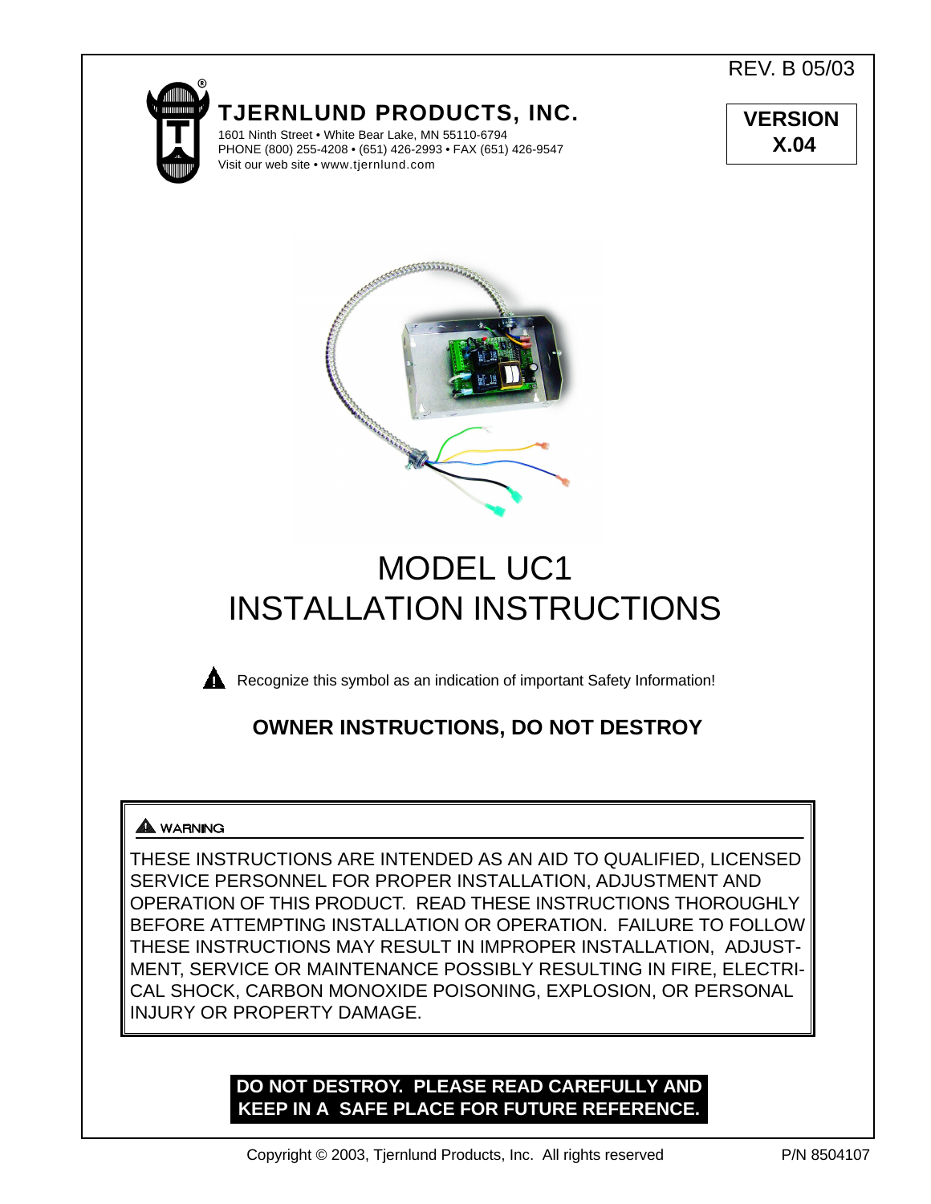REV. B 05/03

# TJERNLUND PRODUCTS, INC.

1601 Ninth Street • White Bear Lake, MN 55110-6794
PHONE (800) 255-4208 • (651) 426-2993 • FAX (651) 426-9547
Visit our web site • www.tjernlund.com

**VERSION X.04**

# MODEL UC1 INSTALLATION INSTRUCTIONS

Recognize this symbol as an indication of important Safety Information!

## OWNER INSTRUCTIONS, DO NOT DESTROY

**WARNING**

THESE INSTRUCTIONS ARE INTENDED AS AN AID TO QUALIFIED, LICENSED SERVICE PERSONNEL FOR PROPER INSTALLATION, ADJUSTMENT AND OPERATION OF THIS PRODUCT. READ THESE INSTRUCTIONS THOROUGHLY BEFORE ATTEMPTING INSTALLATION OR OPERATION. FAILURE TO FOLLOW THESE INSTRUCTIONS MAY RESULT IN IMPROPER INSTALLATION, ADJUSTMENT, SERVICE OR MAINTENANCE POSSIBLY RESULTING IN FIRE, ELECTRICAL SHOCK, CARBON MONOXIDE POISONING, EXPLOSION, OR PERSONAL INJURY OR PROPERTY DAMAGE.

**DO NOT DESTROY. PLEASE READ CAREFULLY AND KEEP IN A SAFE PLACE FOR FUTURE REFERENCE.**

Copyright © 2003, Tjernlund Products, Inc. All rights reserved

P/N 8504107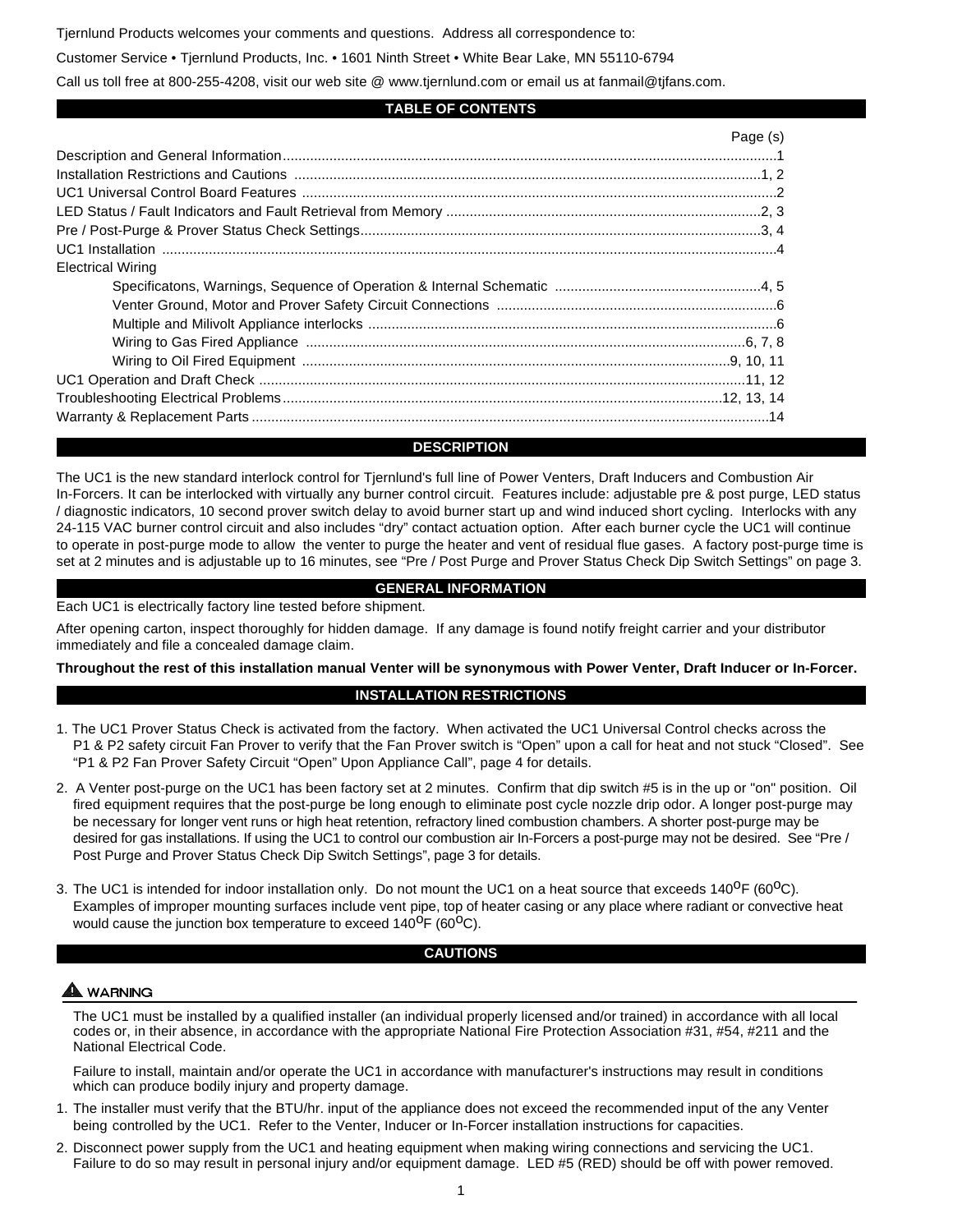Tjernlund Products welcomes your comments and questions. Address all correspondence to:

Customer Service • Tjernlund Products, Inc. • 1601 Ninth Street • White Bear Lake, MN 55110-6794

Call us toll free at 800-255-4208, visit our web site @ www.tjernlund.com or email us at fanmail@tjfans.com.

## TABLE OF CONTENTS

| | Page (s) |
|---|---|
| Description and General Information | 1 |
| Installation Restrictions and Cautions | 1, 2 |
| UC1 Universal Control Board Features | 2 |
| LED Status / Fault Indicators and Fault Retrieval from Memory | 2, 3 |
| Pre / Post-Purge & Prover Status Check Settings | 3, 4 |
| UC1 Installation | 4 |
| Electrical Wiring | |
| Specificatons, Warnings, Sequence of Operation & Internal Schematic | 4, 5 |
| Venter Ground, Motor and Prover Safety Circuit Connections | 6 |
| Multiple and Milivolt Appliance interlocks | 6 |
| Wiring to Gas Fired Appliance | 6, 7, 8 |
| Wiring to Oil Fired Equipment | 9, 10, 11 |
| UC1 Operation and Draft Check | 11, 12 |
| Troubleshooting Electrical Problems | 12, 13, 14 |
| Warranty & Replacement Parts | 14 |

## DESCRIPTION

The UC1 is the new standard interlock control for Tjernlund's full line of Power Venters, Draft Inducers and Combustion Air In-Forcers. It can be interlocked with virtually any burner control circuit. Features include: adjustable pre & post purge, LED status / diagnostic indicators, 10 second prover switch delay to avoid burner start up and wind induced short cycling. Interlocks with any 24-115 VAC burner control circuit and also includes "dry" contact actuation option. After each burner cycle the UC1 will continue to operate in post-purge mode to allow the venter to purge the heater and vent of residual flue gases. A factory post-purge time is set at 2 minutes and is adjustable up to 16 minutes, see "Pre / Post Purge and Prover Status Check Dip Switch Settings" on page 3.

## GENERAL INFORMATION

Each UC1 is electrically factory line tested before shipment.

After opening carton, inspect thoroughly for hidden damage. If any damage is found notify freight carrier and your distributor immediately and file a concealed damage claim.

**Throughout the rest of this installation manual Venter will be synonymous with Power Venter, Draft Inducer or In-Forcer.**

## INSTALLATION RESTRICTIONS

1. The UC1 Prover Status Check is activated from the factory. When activated the UC1 Universal Control checks across the P1 & P2 safety circuit Fan Prover to verify that the Fan Prover switch is "Open" upon a call for heat and not stuck "Closed". See "P1 & P2 Fan Prover Safety Circuit "Open" Upon Appliance Call", page 4 for details.
2. A Venter post-purge on the UC1 has been factory set at 2 minutes. Confirm that dip switch #5 is in the up or "on" position. Oil fired equipment requires that the post-purge be long enough to eliminate post cycle nozzle drip odor. A longer post-purge may be necessary for longer vent runs or high heat retention, refractory lined combustion chambers. A shorter post-purge may be desired for gas installations. If using the UC1 to control our combustion air In-Forcers a post-purge may not be desired. See "Pre / Post Purge and Prover Status Check Dip Switch Settings", page 3 for details.
3. The UC1 is intended for indoor installation only. Do not mount the UC1 on a heat source that exceeds 140$^{o}$F (60$^{o}$C). Examples of improper mounting surfaces include vent pipe, top of heater casing or any place where radiant or convective heat would cause the junction box temperature to exceed 140$^{o}$F (60$^{o}$C).

## CAUTIONS

**⚠ WARNING**

The UC1 must be installed by a qualified installer (an individual properly licensed and/or trained) in accordance with all local codes or, in their absence, in accordance with the appropriate National Fire Protection Association #31, #54, #211 and the National Electrical Code.

Failure to install, maintain and/or operate the UC1 in accordance with manufacturer's instructions may result in conditions which can produce bodily injury and property damage.

1. The installer must verify that the BTU/hr. input of the appliance does not exceed the recommended input of the any Venter being controlled by the UC1. Refer to the Venter, Inducer or In-Forcer installation instructions for capacities.
2. Disconnect power supply from the UC1 and heating equipment when making wiring connections and servicing the UC1. Failure to do so may result in personal injury and/or equipment damage. LED #5 (RED) should be off with power removed.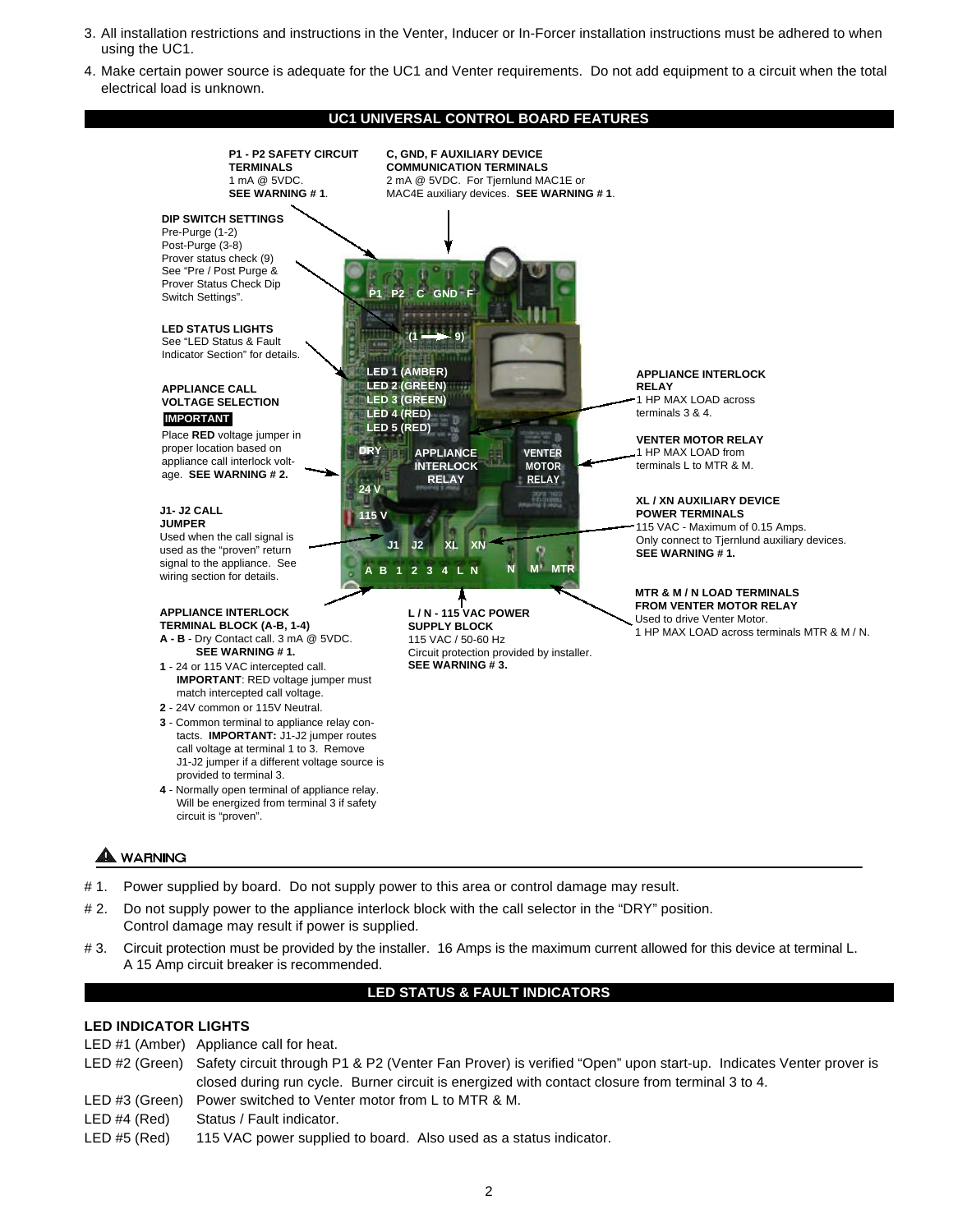3. All installation restrictions and instructions in the Venter, Inducer or In-Forcer installation instructions must be adhered to when using the UC1.
4. Make certain power source is adequate for the UC1 and Venter requirements. Do not add equipment to a circuit when the total electrical load is unknown.

## UC1 UNIVERSAL CONTROL BOARD FEATURES

**P1 - P2 SAFETY CIRCUIT TERMINALS**
1 mA @ 5VDC.
**SEE WARNING # 1**.

**C, GND, F AUXILIARY DEVICE COMMUNICATION TERMINALS**
2 mA @ 5VDC. For Tjernlund MAC1E or MAC4E auxiliary devices. **SEE WARNING # 1**.

**DIP SWITCH SETTINGS**
Pre-Purge (1-2)
Post-Purge (3-8)
Prover status check (9)
See "Pre / Post Purge & Prover Status Check Dip Switch Settings".

**LED STATUS LIGHTS**
See "LED Status & Fault Indicator Section" for details.

**APPLIANCE CALL VOLTAGE SELECTION**
**IMPORTANT**
Place **RED** voltage jumper in proper location based on appliance call interlock voltage. **SEE WARNING # 2.**

**J1- J2 CALL JUMPER**
Used when the call signal is used as the "proven" return signal to the appliance. See wiring section for details.

**APPLIANCE INTERLOCK TERMINAL BLOCK (A-B, 1-4)**

**A - B** - Dry Contact call. 3 mA @ 5VDC. **SEE WARNING # 1.**

**1** - 24 or 115 VAC intercepted call. **IMPORTANT**: RED voltage jumper must match intercepted call voltage.

**2** - 24V common or 115V Neutral.

**3** - Common terminal to appliance relay contacts. **IMPORTANT:** J1-J2 jumper routes call voltage at terminal 1 to 3. Remove J1-J2 jumper if a different voltage source is provided to terminal 3.

**4** - Normally open terminal of appliance relay. Will be energized from terminal 3 if safety circuit is "proven".

**L / N - 115 VAC POWER SUPPLY BLOCK**
115 VAC / 50-60 Hz
Circuit protection provided by installer.
**SEE WARNING # 3.**

**APPLIANCE INTERLOCK RELAY**
1 HP MAX LOAD across terminals 3 & 4.

**VENTER MOTOR RELAY**
1 HP MAX LOAD from terminals L to MTR & M.

**XL / XN AUXILIARY DEVICE POWER TERMINALS**
115 VAC - Maximum of 0.15 Amps.
Only connect to Tjernlund auxiliary devices.
**SEE WARNING # 1.**

**MTR & M / N LOAD TERMINALS FROM VENTER MOTOR RELAY**
Used to drive Venter Motor.
1 HP MAX LOAD across terminals MTR & M / N.

Board labels: P1, P2, C, GND, F; (1 → 9); LED 1 (AMBER); LED 2 (GREEN); LED 3 (GREEN); LED 4 (RED); LED 5 (RED); DRY; 24 V; 115 V; APPLIANCE INTERLOCK RELAY; VENTER MOTOR RELAY; J1, J2, XL, XN; A B 1 2 3 4 L N; N M MTR

### ⚠ WARNING

\# 1. Power supplied by board. Do not supply power to this area or control damage may result.

\# 2. Do not supply power to the appliance interlock block with the call selector in the "DRY" position. Control damage may result if power is supplied.

\# 3. Circuit protection must be provided by the installer. 16 Amps is the maximum current allowed for this device at terminal L. A 15 Amp circuit breaker is recommended.

## LED STATUS & FAULT INDICATORS

### LED INDICATOR LIGHTS

| | |
|---|---|
| LED #1 (Amber) | Appliance call for heat. |
| LED #2 (Green) | Safety circuit through P1 & P2 (Venter Fan Prover) is verified "Open" upon start-up. Indicates Venter prover is closed during run cycle. Burner circuit is energized with contact closure from terminal 3 to 4. |
| LED #3 (Green) | Power switched to Venter motor from L to MTR & M. |
| LED #4 (Red) | Status / Fault indicator. |
| LED #5 (Red) | 115 VAC power supplied to board. Also used as a status indicator. |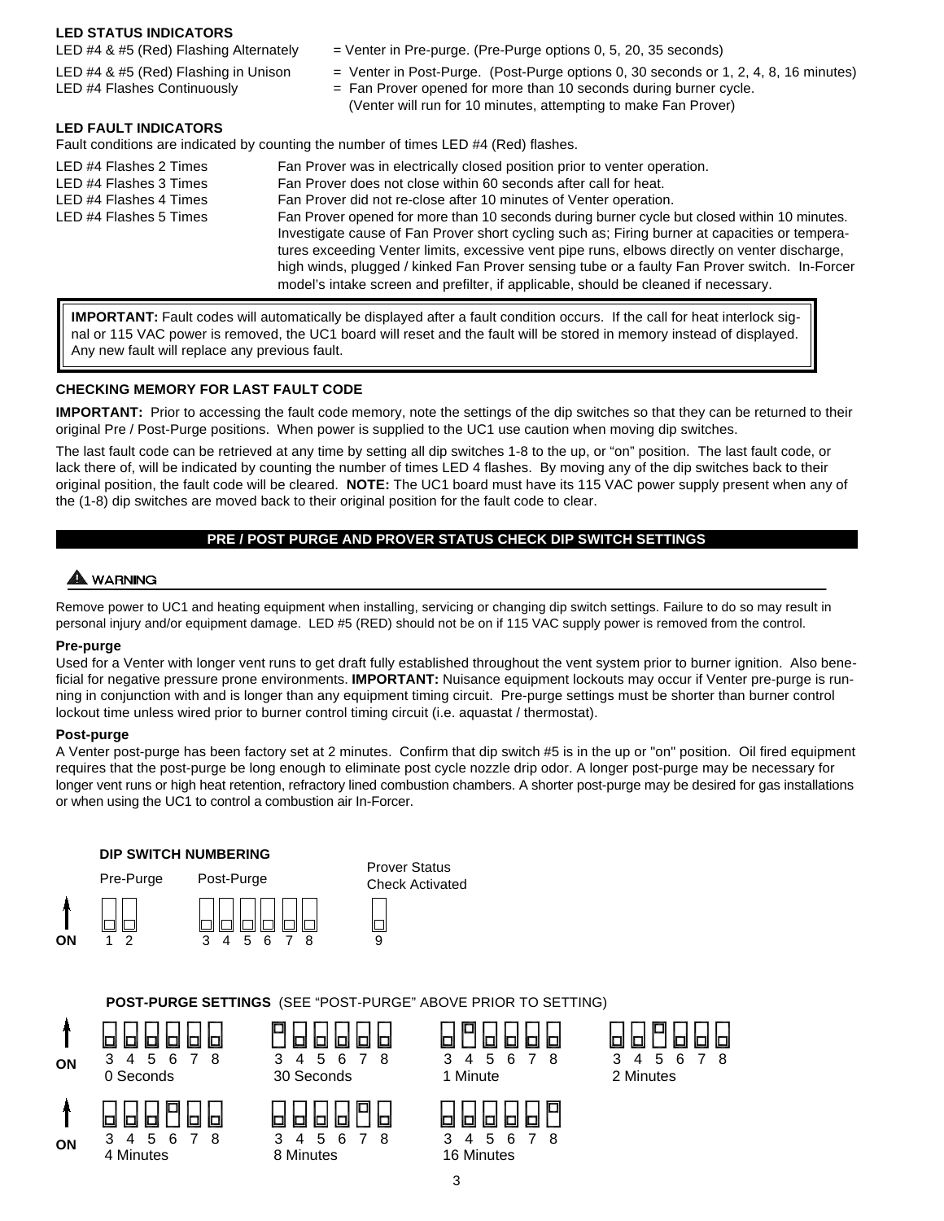### LED STATUS INDICATORS

| | |
|---|---|
| LED #4 & #5 (Red) Flashing Alternately | = Venter in Pre-purge. (Pre-Purge options 0, 5, 20, 35 seconds) |
| LED #4 & #5 (Red) Flashing in Unison | = Venter in Post-Purge. (Post-Purge options 0, 30 seconds or 1, 2, 4, 8, 16 minutes) |
| LED #4 Flashes Continuously | = Fan Prover opened for more than 10 seconds during burner cycle. (Venter will run for 10 minutes, attempting to make Fan Prover) |

### LED FAULT INDICATORS

Fault conditions are indicated by counting the number of times LED #4 (Red) flashes.

| | |
|---|---|
| LED #4 Flashes 2 Times | Fan Prover was in electrically closed position prior to venter operation. |
| LED #4 Flashes 3 Times | Fan Prover does not close within 60 seconds after call for heat. |
| LED #4 Flashes 4 Times | Fan Prover did not re-close after 10 minutes of Venter operation. |
| LED #4 Flashes 5 Times | Fan Prover opened for more than 10 seconds during burner cycle but closed within 10 minutes. Investigate cause of Fan Prover short cycling such as; Firing burner at capacities or temperatures exceeding Venter limits, excessive vent pipe runs, elbows directly on venter discharge, high winds, plugged / kinked Fan Prover sensing tube or a faulty Fan Prover switch. In-Forcer model's intake screen and prefilter, if applicable, should be cleaned if necessary. |

**IMPORTANT:** Fault codes will automatically be displayed after a fault condition occurs. If the call for heat interlock signal or 115 VAC power is removed, the UC1 board will reset and the fault will be stored in memory instead of displayed. Any new fault will replace any previous fault.

### CHECKING MEMORY FOR LAST FAULT CODE

**IMPORTANT:** Prior to accessing the fault code memory, note the settings of the dip switches so that they can be returned to their original Pre / Post-Purge positions. When power is supplied to the UC1 use caution when moving dip switches.

The last fault code can be retrieved at any time by setting all dip switches 1-8 to the up, or "on" position. The last fault code, or lack there of, will be indicated by counting the number of times LED 4 flashes. By moving any of the dip switches back to their original position, the fault code will be cleared. **NOTE:** The UC1 board must have its 115 VAC power supply present when any of the (1-8) dip switches are moved back to their original position for the fault code to clear.

## PRE / POST PURGE AND PROVER STATUS CHECK DIP SWITCH SETTINGS

**⚠ WARNING**

Remove power to UC1 and heating equipment when installing, servicing or changing dip switch settings. Failure to do so may result in personal injury and/or equipment damage. LED #5 (RED) should not be on if 115 VAC supply power is removed from the control.

**Pre-purge**

Used for a Venter with longer vent runs to get draft fully established throughout the vent system prior to burner ignition. Also beneficial for negative pressure prone environments. **IMPORTANT:** Nuisance equipment lockouts may occur if Venter pre-purge is running in conjunction with and is longer than any equipment timing circuit. Pre-purge settings must be shorter than burner control lockout time unless wired prior to burner control timing circuit (i.e. aquastat / thermostat).

**Post-purge**

A Venter post-purge has been factory set at 2 minutes. Confirm that dip switch #5 is in the up or "on" position. Oil fired equipment requires that the post-purge be long enough to eliminate post cycle nozzle drip odor. A longer post-purge may be necessary for longer vent runs or high heat retention, refractory lined combustion chambers. A shorter post-purge may be desired for gas installations or when using the UC1 to control a combustion air In-Forcer.

**DIP SWITCH NUMBERING**

| Pre-Purge | Post-Purge | Prover Status Check Activated |
|---|---|---|
| 1 2 | 3 4 5 6 7 8 | 9 |

(ON = up)

**POST-PURGE SETTINGS** (SEE "POST-PURGE" ABOVE PRIOR TO SETTING)

| Setting | Switch ON (3–8) |
|---|---|
| 0 Seconds | None |
| 30 Seconds | 3 |
| 1 Minute | 4 |
| 2 Minutes | 5 |
| 4 Minutes | 6 |
| 8 Minutes | 7 |
| 16 Minutes | 8 |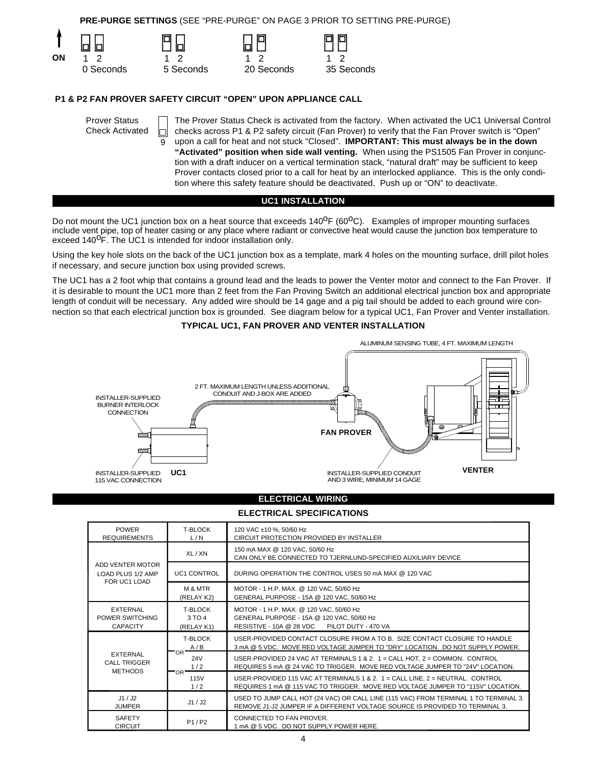**PRE-PURGE SETTINGS** (SEE "PRE-PURGE" ON PAGE 3 PRIOR TO SETTING PRE-PURGE)

ON

| 1 2 | 1 2 | 1 2 | 1 2 |
|---|---|---|---|
| 0 Seconds | 5 Seconds | 20 Seconds | 35 Seconds |

**P1 & P2 FAN PROVER SAFETY CIRCUIT "OPEN" UPON APPLIANCE CALL**

Prover Status Check Activated

9

The Prover Status Check is activated from the factory. When activated the UC1 Universal Control checks across P1 & P2 safety circuit (Fan Prover) to verify that the Fan Prover switch is "Open" upon a call for heat and not stuck "Closed". **IMPORTANT: This must always be in the down "Activated" position when side wall venting.** When using the PS1505 Fan Prover in conjunction with a draft inducer on a vertical termination stack, "natural draft" may be sufficient to keep Prover contacts closed prior to a call for heat by an interlocked appliance. This is the only condition where this safety feature should be deactivated. Push up or "ON" to deactivate.

## UC1 INSTALLATION

Do not mount the UC1 junction box on a heat source that exceeds 140$^{o}$F (60$^{o}$C). Examples of improper mounting surfaces include vent pipe, top of heater casing or any place where radiant or convective heat would cause the junction box temperature to exceed 140$^{o}$F. The UC1 is intended for indoor installation only.

Using the key hole slots on the back of the UC1 junction box as a template, mark 4 holes on the mounting surface, drill pilot holes if necessary, and secure junction box using provided screws.

The UC1 has a 2 foot whip that contains a ground lead and the leads to power the Venter motor and connect to the Fan Prover. If it is desirable to mount the UC1 more than 2 feet from the Fan Proving Switch an additional electrical junction box and appropriate length of conduit will be necessary. Any added wire should be 14 gage and a pig tail should be added to each ground wire connection so that each electrical junction box is grounded. See diagram below for a typical UC1, Fan Prover and Venter installation.

**TYPICAL UC1, FAN PROVER AND VENTER INSTALLATION**

ALUMINUM SENSING TUBE, 4 FT. MAXIMUM LENGTH

2 FT. MAXIMUM LENGTH UNLESS ADDITIONAL CONDUIT AND J-BOX ARE ADDED

INSTALLER-SUPPLIED BURNER INTERLOCK CONNECTION

FAN PROVER

INSTALLER-SUPPLIED 115 VAC CONNECTION

UC1

INSTALLER-SUPPLIED CONDUIT AND 3 WIRE, MINIMUM 14 GAGE

VENTER

## ELECTRICAL WIRING

### ELECTRICAL SPECIFICATIONS

| | | |
|---|---|---|
| POWER REQUIREMENTS | T-BLOCK L / N | 120 VAC ±10 %, 50/60 Hz<br>CIRCUIT PROTECTION PROVIDED BY INSTALLER |
| ADD VENTER MOTOR LOAD PLUS 1/2 AMP FOR UC1 LOAD | XL / XN | 150 mA MAX @ 120 VAC, 50/60 Hz<br>CAN ONLY BE CONNECTED TO TJERNLUND-SPECIFIED AUXILIARY DEVICE |
| | UC1 CONTROL | DURING OPERATION THE CONTROL USES 50 mA MAX @ 120 VAC |
| | M & MTR (RELAY K2) | MOTOR - 1 H.P. MAX. @ 120 VAC, 50/60 Hz<br>GENERAL PURPOSE - 15A @ 120 VAC, 50/60 Hz |
| EXTERNAL POWER SWITCHING CAPACITY | T-BLOCK 3 TO 4 (RELAY K1) | MOTOR - 1 H.P. MAX. @ 120 VAC, 50/60 Hz<br>GENERAL PURPOSE - 15A @ 120 VAC, 50/60 Hz<br>RESISTIVE - 10A @ 28 VDC PILOT DUTY - 470 VA |
| EXTERNAL CALL TRIGGER METHODS | T-BLOCK A / B | USER-PROVIDED CONTACT CLOSURE FROM A TO B. SIZE CONTACT CLOSURE TO HANDLE 3 mA @ 5 VDC. MOVE RED VOLTAGE JUMPER TO "DRY" LOCATION. DO NOT SUPPLY POWER. |
| | OR 24V 1 / 2 | USER-PROVIDED 24 VAC AT TERMINALS 1 & 2. 1 = CALL HOT, 2 = COMMON. CONTROL REQUIRES 5 mA @ 24 VAC TO TRIGGER. MOVE RED VOLTAGE JUMPER TO "24V" LOCATION. |
| | OR 115V 1 / 2 | USER-PROVIDED 115 VAC AT TERMINALS 1 & 2. 1 = CALL LINE, 2 = NEUTRAL. CONTROL REQUIRES 1 mA @ 115 VAC TO TRIGGER. MOVE RED VOLTAGE JUMPER TO "115V" LOCATION. |
| J1 / J2 JUMPER | J1 / J2 | USED TO JUMP CALL HOT (24 VAC) OR CALL LINE (115 VAC) FROM TERMINAL 1 TO TERMINAL 3. REMOVE J1-J2 JUMPER IF A DIFFERENT VOLTAGE SOURCE IS PROVIDED TO TERMINAL 3. |
| SAFETY CIRCUIT | P1 / P2 | CONNECTED TO FAN PROVER.<br>1 mA @ 5 VDC. DO NOT SUPPLY POWER HERE. |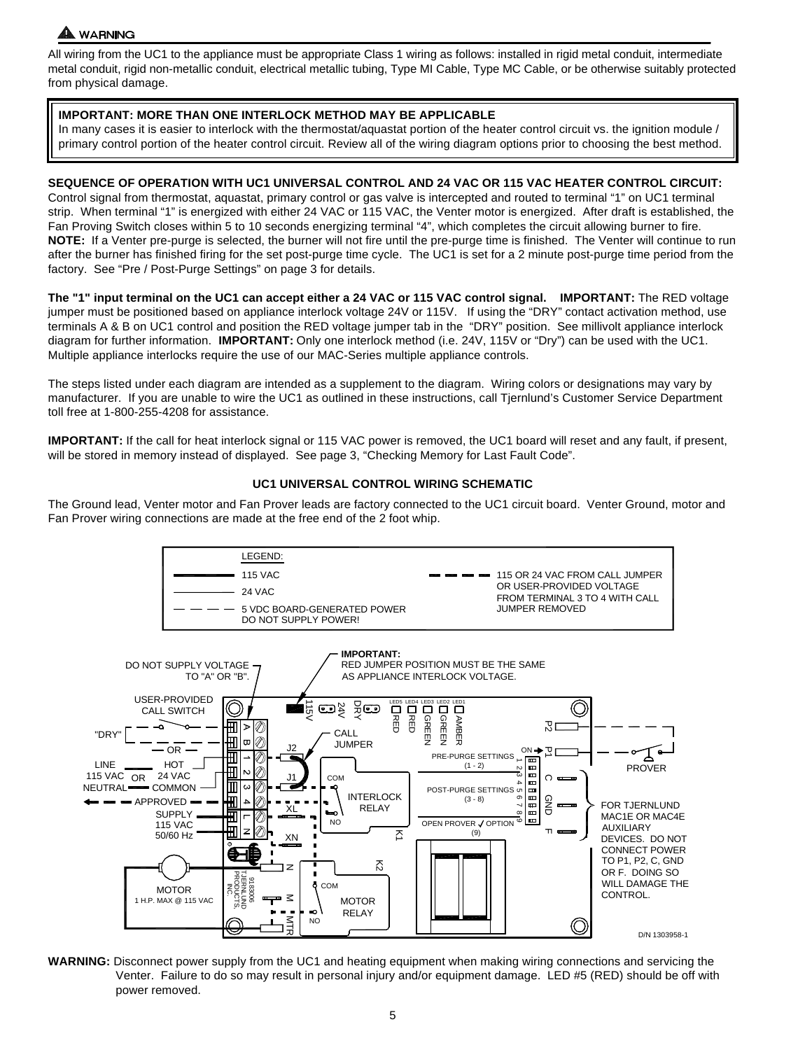**⚠ WARNING**

All wiring from the UC1 to the appliance must be appropriate Class 1 wiring as follows: installed in rigid metal conduit, intermediate metal conduit, rigid non-metallic conduit, electrical metallic tubing, Type MI Cable, Type MC Cable, or be otherwise suitably protected from physical damage.

> **IMPORTANT: MORE THAN ONE INTERLOCK METHOD MAY BE APPLICABLE**
> In many cases it is easier to interlock with the thermostat/aquastat portion of the heater control circuit vs. the ignition module / primary control portion of the heater control circuit. Review all of the wiring diagram options prior to choosing the best method.

**SEQUENCE OF OPERATION WITH UC1 UNIVERSAL CONTROL AND 24 VAC OR 115 VAC HEATER CONTROL CIRCUIT:** Control signal from thermostat, aquastat, primary control or gas valve is intercepted and routed to terminal "1" on UC1 terminal strip. When terminal "1" is energized with either 24 VAC or 115 VAC, the Venter motor is energized. After draft is established, the Fan Proving Switch closes within 5 to 10 seconds energizing terminal "4", which completes the circuit allowing burner to fire. **NOTE:** If a Venter pre-purge is selected, the burner will not fire until the pre-purge time is finished. The Venter will continue to run after the burner has finished firing for the set post-purge time cycle. The UC1 is set for a 2 minute post-purge time period from the factory. See "Pre / Post-Purge Settings" on page 3 for details.

**The "1" input terminal on the UC1 can accept either a 24 VAC or 115 VAC control signal. IMPORTANT:** The RED voltage jumper must be positioned based on appliance interlock voltage 24V or 115V. If using the "DRY" contact activation method, use terminals A & B on UC1 control and position the RED voltage jumper tab in the "DRY" position. See millivolt appliance interlock diagram for further information. **IMPORTANT:** Only one interlock method (i.e. 24V, 115V or "Dry") can be used with the UC1. Multiple appliance interlocks require the use of our MAC-Series multiple appliance controls.

The steps listed under each diagram are intended as a supplement to the diagram. Wiring colors or designations may vary by manufacturer. If you are unable to wire the UC1 as outlined in these instructions, call Tjernlund's Customer Service Department toll free at 1-800-255-4208 for assistance.

**IMPORTANT:** If the call for heat interlock signal or 115 VAC power is removed, the UC1 board will reset and any fault, if present, will be stored in memory instead of displayed. See page 3, "Checking Memory for Last Fault Code".

## UC1 UNIVERSAL CONTROL WIRING SCHEMATIC

The Ground lead, Venter motor and Fan Prover leads are factory connected to the UC1 circuit board. Venter Ground, motor and Fan Prover wiring connections are made at the free end of the 2 foot whip.

LEGEND:
- 115 VAC
- 24 VAC
- 5 VDC BOARD-GENERATED POWER DO NOT SUPPLY POWER!
- 115 OR 24 VAC FROM CALL JUMPER OR USER-PROVIDED VOLTAGE FROM TERMINAL 3 TO 4 WITH CALL JUMPER REMOVED

DO NOT SUPPLY VOLTAGE TO "A" OR "B".

**IMPORTANT:** RED JUMPER POSITION MUST BE THE SAME AS APPLIANCE INTERLOCK VOLTAGE.

USER-PROVIDED CALL SWITCH — "DRY" — OR — LINE 115 VAC / NEUTRAL — OR — HOT 24 VAC / COMMON — APPROVED SUPPLY 115 VAC 50/60 Hz — MOTOR 1 H.P. MAX @ 115 VAC

115V — 24V — DRY — CALL JUMPER — J2 — J1 — XL — XN — INTERLOCK RELAY (COM, NO) K1 — MOTOR RELAY (COM, NO) K2 — N — M — MTR — A B 1 2 3 4 L N — 9183006 TJERNLUND PRODUCTS, INC.

LED5 RED — LED4 RED — LED3 GREEN — LED2 GREEN — LED1 AMBER

PRE-PURGE SETTINGS (1 - 2) — POST-PURGE SETTINGS (3 - 8) — OPEN PROVER ✓ OPTION (9) — ON

P2 — P1 — C — GND — F — PROVER

FOR TJERNLUND MAC1E OR MAC4E AUXILIARY DEVICES. DO NOT CONNECT POWER TO P1, P2, C, GND OR F. DOING SO WILL DAMAGE THE CONTROL.

D/N 1303958-1

**WARNING:** Disconnect power supply from the UC1 and heating equipment when making wiring connections and servicing the Venter. Failure to do so may result in personal injury and/or equipment damage. LED #5 (RED) should be off with power removed.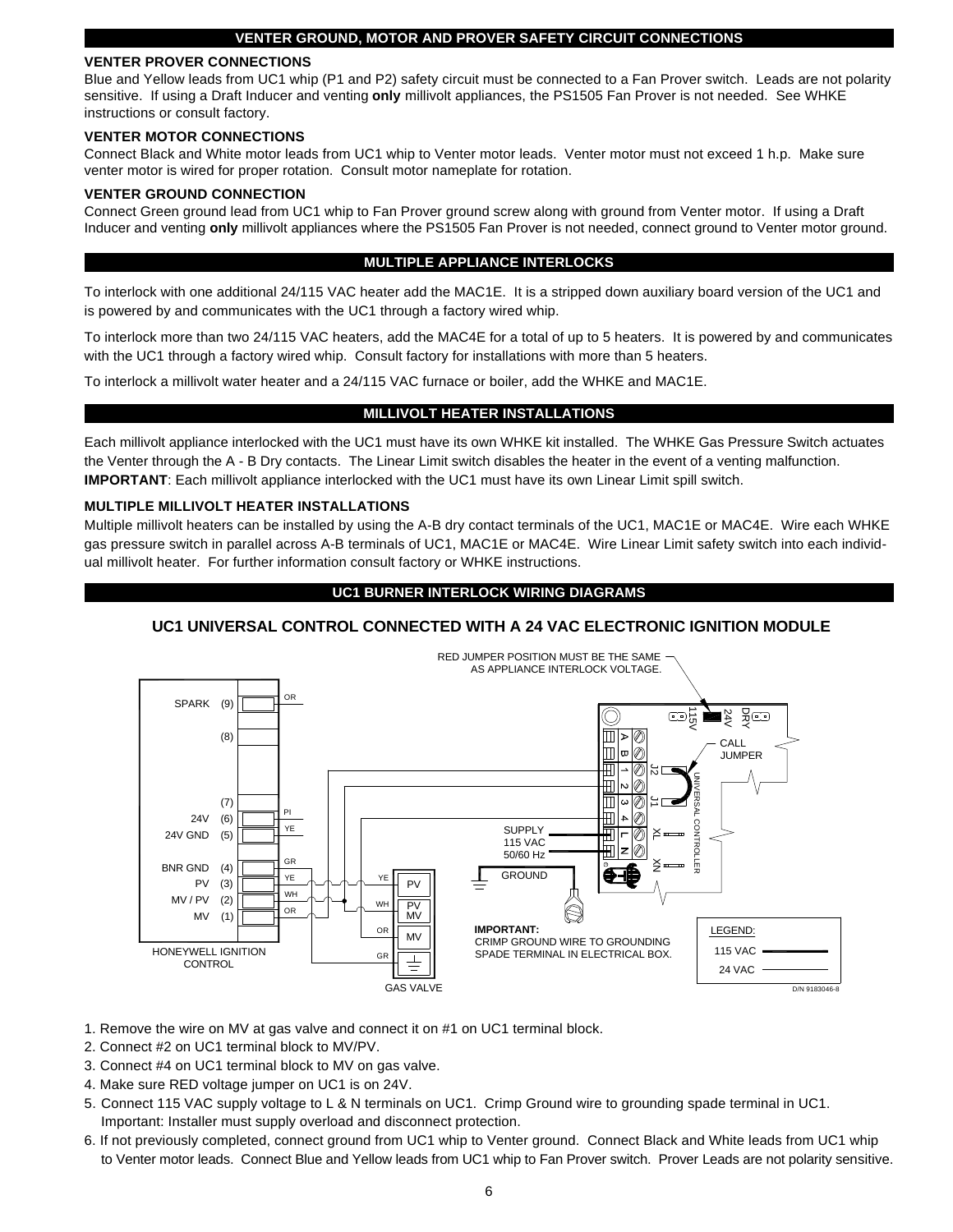## VENTER GROUND, MOTOR AND PROVER SAFETY CIRCUIT CONNECTIONS

### VENTER PROVER CONNECTIONS

Blue and Yellow leads from UC1 whip (P1 and P2) safety circuit must be connected to a Fan Prover switch. Leads are not polarity sensitive. If using a Draft Inducer and venting **only** millivolt appliances, the PS1505 Fan Prover is not needed. See WHKE instructions or consult factory.

### VENTER MOTOR CONNECTIONS

Connect Black and White motor leads from UC1 whip to Venter motor leads. Venter motor must not exceed 1 h.p. Make sure venter motor is wired for proper rotation. Consult motor nameplate for rotation.

### VENTER GROUND CONNECTION

Connect Green ground lead from UC1 whip to Fan Prover ground screw along with ground from Venter motor. If using a Draft Inducer and venting **only** millivolt appliances where the PS1505 Fan Prover is not needed, connect ground to Venter motor ground.

## MULTIPLE APPLIANCE INTERLOCKS

To interlock with one additional 24/115 VAC heater add the MAC1E. It is a stripped down auxiliary board version of the UC1 and is powered by and communicates with the UC1 through a factory wired whip.

To interlock more than two 24/115 VAC heaters, add the MAC4E for a total of up to 5 heaters. It is powered by and communicates with the UC1 through a factory wired whip. Consult factory for installations with more than 5 heaters.

To interlock a millivolt water heater and a 24/115 VAC furnace or boiler, add the WHKE and MAC1E.

## MILLIVOLT HEATER INSTALLATIONS

Each millivolt appliance interlocked with the UC1 must have its own WHKE kit installed. The WHKE Gas Pressure Switch actuates the Venter through the A - B Dry contacts. The Linear Limit switch disables the heater in the event of a venting malfunction. **IMPORTANT**: Each millivolt appliance interlocked with the UC1 must have its own Linear Limit spill switch.

### MULTIPLE MILLIVOLT HEATER INSTALLATIONS

Multiple millivolt heaters can be installed by using the A-B dry contact terminals of the UC1, MAC1E or MAC4E. Wire each WHKE gas pressure switch in parallel across A-B terminals of UC1, MAC1E or MAC4E. Wire Linear Limit safety switch into each individual millivolt heater. For further information consult factory or WHKE instructions.

## UC1 BURNER INTERLOCK WIRING DIAGRAMS

### UC1 UNIVERSAL CONTROL CONNECTED WITH A 24 VAC ELECTRONIC IGNITION MODULE

1. Remove the wire on MV at gas valve and connect it on #1 on UC1 terminal block.
2. Connect #2 on UC1 terminal block to MV/PV.
3. Connect #4 on UC1 terminal block to MV on gas valve.
4. Make sure RED voltage jumper on UC1 is on 24V.
5. Connect 115 VAC supply voltage to L & N terminals on UC1. Crimp Ground wire to grounding spade terminal in UC1. Important: Installer must supply overload and disconnect protection.
6. If not previously completed, connect ground from UC1 whip to Venter ground. Connect Black and White leads from UC1 whip to Venter motor leads. Connect Blue and Yellow leads from UC1 whip to Fan Prover switch. Prover Leads are not polarity sensitive.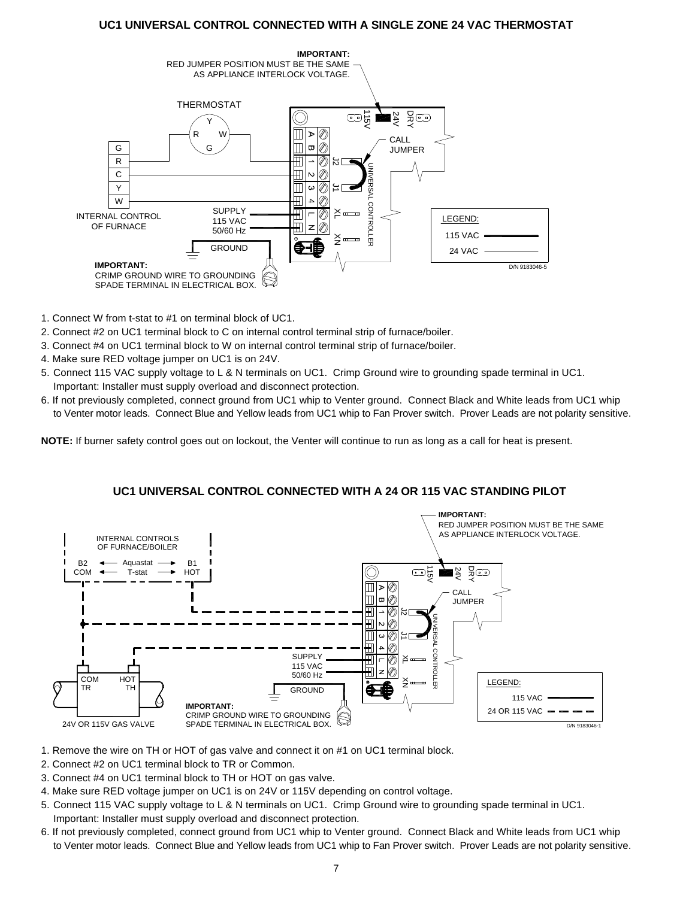## UC1 UNIVERSAL CONTROL CONNECTED WITH A SINGLE ZONE 24 VAC THERMOSTAT

1. Connect W from t-stat to #1 on terminal block of UC1.
2. Connect #2 on UC1 terminal block to C on internal control terminal strip of furnace/boiler.
3. Connect #4 on UC1 terminal block to W on internal control terminal strip of furnace/boiler.
4. Make sure RED voltage jumper on UC1 is on 24V.
5. Connect 115 VAC supply voltage to L & N terminals on UC1. Crimp Ground wire to grounding spade terminal in UC1. Important: Installer must supply overload and disconnect protection.
6. If not previously completed, connect ground from UC1 whip to Venter ground. Connect Black and White leads from UC1 whip to Venter motor leads. Connect Blue and Yellow leads from UC1 whip to Fan Prover switch. Prover Leads are not polarity sensitive.

**NOTE:** If burner safety control goes out on lockout, the Venter will continue to run as long as a call for heat is present.

## UC1 UNIVERSAL CONTROL CONNECTED WITH A 24 OR 115 VAC STANDING PILOT

1. Remove the wire on TH or HOT of gas valve and connect it on #1 on UC1 terminal block.
2. Connect #2 on UC1 terminal block to TR or Common.
3. Connect #4 on UC1 terminal block to TH or HOT on gas valve.
4. Make sure RED voltage jumper on UC1 is on 24V or 115V depending on control voltage.
5. Connect 115 VAC supply voltage to L & N terminals on UC1. Crimp Ground wire to grounding spade terminal in UC1. Important: Installer must supply overload and disconnect protection.
6. If not previously completed, connect ground from UC1 whip to Venter ground. Connect Black and White leads from UC1 whip to Venter motor leads. Connect Blue and Yellow leads from UC1 whip to Fan Prover switch. Prover Leads are not polarity sensitive.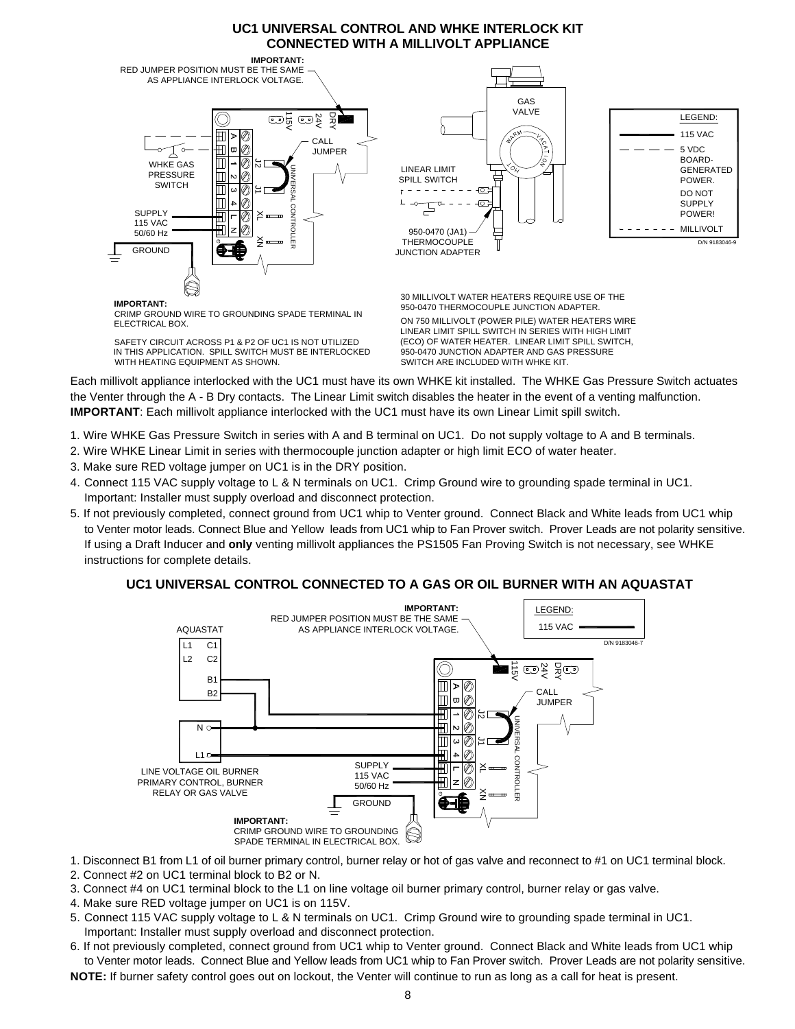## UC1 UNIVERSAL CONTROL AND WHKE INTERLOCK KIT CONNECTED WITH A MILLIVOLT APPLIANCE

**IMPORTANT:** RED JUMPER POSITION MUST BE THE SAME AS APPLIANCE INTERLOCK VOLTAGE.

**IMPORTANT:** CRIMP GROUND WIRE TO GROUNDING SPADE TERMINAL IN ELECTRICAL BOX.

SAFETY CIRCUIT ACROSS P1 & P2 OF UC1 IS NOT UTILIZED IN THIS APPLICATION. SPILL SWITCH MUST BE INTERLOCKED WITH HEATING EQUIPMENT AS SHOWN.

30 MILLIVOLT WATER HEATERS REQUIRE USE OF THE 950-0470 THERMOCOUPLE JUNCTION ADAPTER.

ON 750 MILLIVOLT (POWER PILE) WATER HEATERS WIRE LINEAR LIMIT SPILL SWITCH IN SERIES WITH HIGH LIMIT (ECO) OF WATER HEATER. LINEAR LIMIT SPILL SWITCH, 950-0470 JUNCTION ADAPTER AND GAS PRESSURE SWITCH ARE INCLUDED WITH WHKE KIT.

Each millivolt appliance interlocked with the UC1 must have its own WHKE kit installed. The WHKE Gas Pressure Switch actuates the Venter through the A - B Dry contacts. The Linear Limit switch disables the heater in the event of a venting malfunction. **IMPORTANT**: Each millivolt appliance interlocked with the UC1 must have its own Linear Limit spill switch.

1. Wire WHKE Gas Pressure Switch in series with A and B terminal on UC1. Do not supply voltage to A and B terminals.
2. Wire WHKE Linear Limit in series with thermocouple junction adapter or high limit ECO of water heater.
3. Make sure RED voltage jumper on UC1 is in the DRY position.
4. Connect 115 VAC supply voltage to L & N terminals on UC1. Crimp Ground wire to grounding spade terminal in UC1. Important: Installer must supply overload and disconnect protection.
5. If not previously completed, connect ground from UC1 whip to Venter ground. Connect Black and White leads from UC1 whip to Venter motor leads. Connect Blue and Yellow leads from UC1 whip to Fan Prover switch. Prover Leads are not polarity sensitive. If using a Draft Inducer and **only** venting millivolt appliances the PS1505 Fan Proving Switch is not necessary, see WHKE instructions for complete details.

## UC1 UNIVERSAL CONTROL CONNECTED TO A GAS OR OIL BURNER WITH AN AQUASTAT

**IMPORTANT:** RED JUMPER POSITION MUST BE THE SAME AS APPLIANCE INTERLOCK VOLTAGE.

**IMPORTANT:** CRIMP GROUND WIRE TO GROUNDING SPADE TERMINAL IN ELECTRICAL BOX.

1. Disconnect B1 from L1 of oil burner primary control, burner relay or hot of gas valve and reconnect to #1 on UC1 terminal block.
2. Connect #2 on UC1 terminal block to B2 or N.
3. Connect #4 on UC1 terminal block to the L1 on line voltage oil burner primary control, burner relay or gas valve.
4. Make sure RED voltage jumper on UC1 is on 115V.
5. Connect 115 VAC supply voltage to L & N terminals on UC1. Crimp Ground wire to grounding spade terminal in UC1. Important: Installer must supply overload and disconnect protection.
6. If not previously completed, connect ground from UC1 whip to Venter ground. Connect Black and White leads from UC1 whip to Venter motor leads. Connect Blue and Yellow leads from UC1 whip to Fan Prover switch. Prover Leads are not polarity sensitive.

**NOTE:** If burner safety control goes out on lockout, the Venter will continue to run as long as a call for heat is present.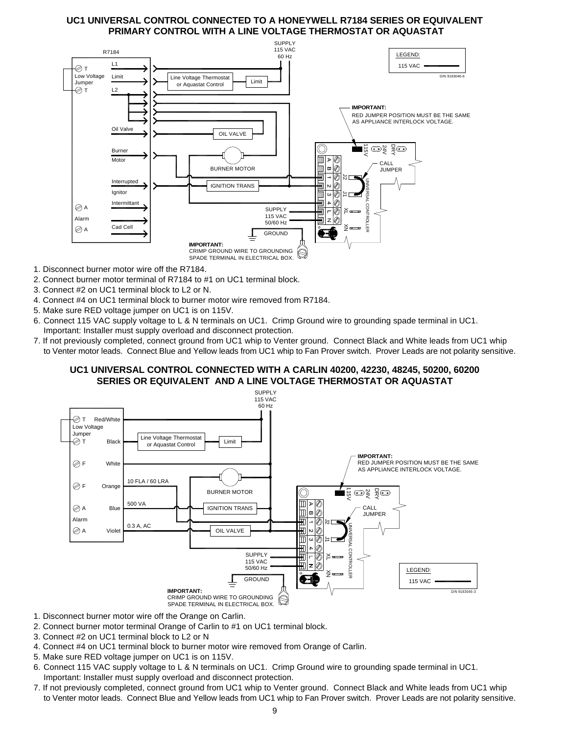## UC1 UNIVERSAL CONTROL CONNECTED TO A HONEYWELL R7184 SERIES OR EQUIVALENT PRIMARY CONTROL WITH A LINE VOLTAGE THERMOSTAT OR AQUASTAT

R7184

T
Low Voltage Jumper
T

L1
Limit
L2

Oil Valve
Burner Motor
Interrupted Ignitor
Intermittant
Cad Cell

A
Alarm
A

SUPPLY 115 VAC 60 Hz

Line Voltage Thermostat or Aquastat Control

Limit

OIL VALVE

BURNER MOTOR

IGNITION TRANS

SUPPLY 115 VAC 50/60 Hz

GROUND

LEGEND:
115 VAC

D/N 9183046-6

**IMPORTANT:**
RED JUMPER POSITION MUST BE THE SAME AS APPLIANCE INTERLOCK VOLTAGE.

115V 24V DRY

A B 1 2 3 4 L N

J2 J1 XL XN

CALL JUMPER

UNIVERSAL CONTROLLER

**IMPORTANT:**
CRIMP GROUND WIRE TO GROUNDING SPADE TERMINAL IN ELECTRICAL BOX.

1. Disconnect burner motor wire off the R7184.
2. Connect burner motor terminal of R7184 to #1 on UC1 terminal block.
3. Connect #2 on UC1 terminal block to L2 or N.
4. Connect #4 on UC1 terminal block to burner motor wire removed from R7184.
5. Make sure RED voltage jumper on UC1 is on 115V.
6. Connect 115 VAC supply voltage to L & N terminals on UC1. Crimp Ground wire to grounding spade terminal in UC1.
   Important: Installer must supply overload and disconnect protection.
7. If not previously completed, connect ground from UC1 whip to Venter ground. Connect Black and White leads from UC1 whip to Venter motor leads. Connect Blue and Yellow leads from UC1 whip to Fan Prover switch. Prover Leads are not polarity sensitive.

## UC1 UNIVERSAL CONTROL CONNECTED WITH A CARLIN 40200, 42230, 48245, 50200, 60200 SERIES OR EQUIVALENT AND A LINE VOLTAGE THERMOSTAT OR AQUASTAT

SUPPLY 115 VAC 60 Hz

T Red/White
Low Voltage Jumper
T Black

F White
F Orange
A Blue
Alarm
A Violet

Line Voltage Thermostat or Aquastat Control

Limit

10 FLA / 60 LRA

500 VA

0.3 A, AC

BURNER MOTOR

IGNITION TRANS

OIL VALVE

SUPPLY 115 VAC 50/60 Hz

GROUND

**IMPORTANT:**
RED JUMPER POSITION MUST BE THE SAME AS APPLIANCE INTERLOCK VOLTAGE.

115V 24V DRY

A B 1 2 3 4 L N

J2 J1 XL XN

CALL JUMPER

UNIVERSAL CONTROLLER

LEGEND:
115 VAC

D/N 9183046-3

**IMPORTANT:**
CRIMP GROUND WIRE TO GROUNDING SPADE TERMINAL IN ELECTRICAL BOX.

1. Disconnect burner motor wire off the Orange on Carlin.
2. Connect burner motor terminal Orange of Carlin to #1 on UC1 terminal block.
3. Connect #2 on UC1 terminal block to L2 or N
4. Connect #4 on UC1 terminal block to burner motor wire removed from Orange of Carlin.
5. Make sure RED voltage jumper on UC1 is on 115V.
6. Connect 115 VAC supply voltage to L & N terminals on UC1. Crimp Ground wire to grounding spade terminal in UC1.
   Important: Installer must supply overload and disconnect protection.
7. If not previously completed, connect ground from UC1 whip to Venter ground. Connect Black and White leads from UC1 whip to Venter motor leads. Connect Blue and Yellow leads from UC1 whip to Fan Prover switch. Prover Leads are not polarity sensitive.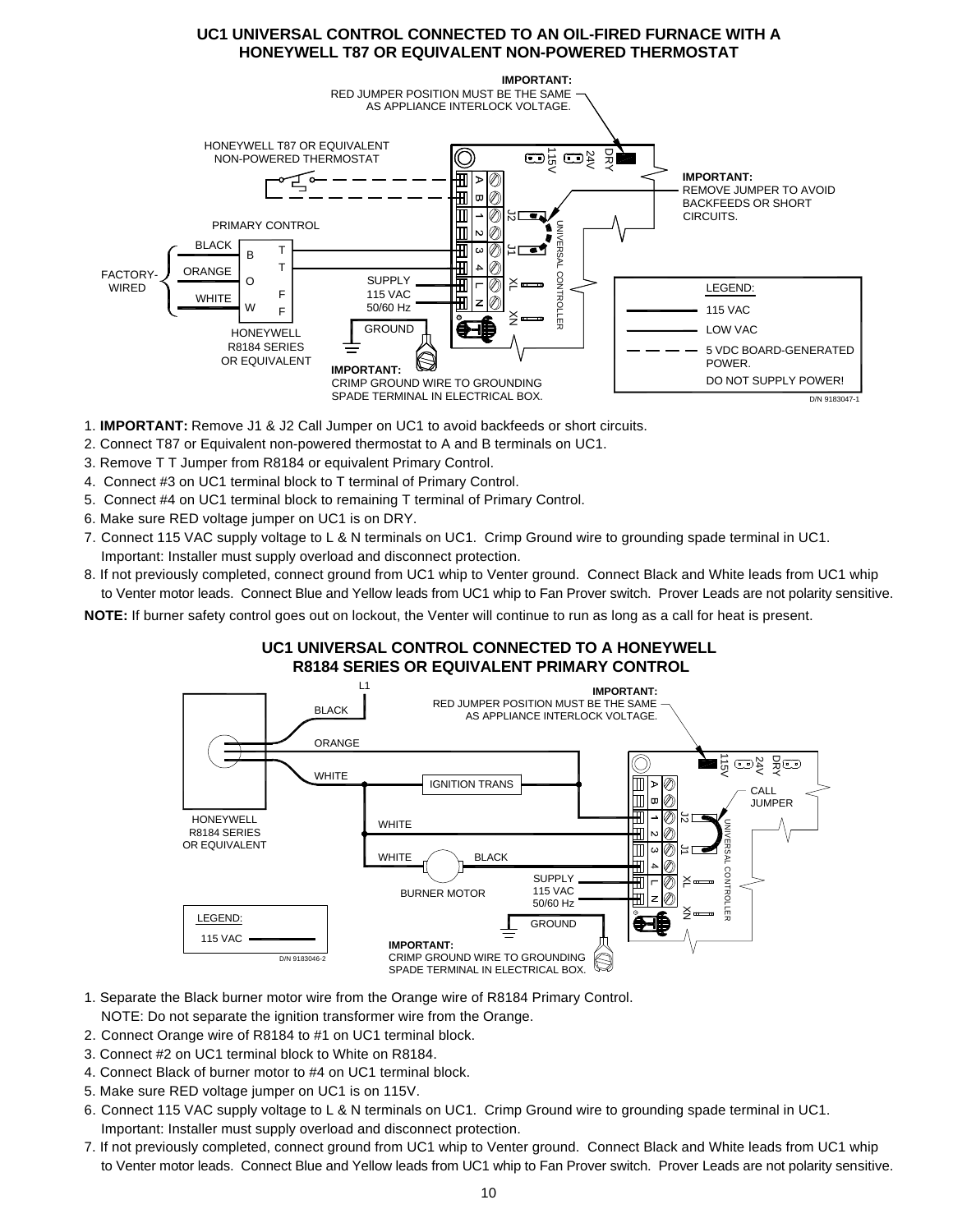## UC1 UNIVERSAL CONTROL CONNECTED TO AN OIL-FIRED FURNACE WITH A HONEYWELL T87 OR EQUIVALENT NON-POWERED THERMOSTAT

**IMPORTANT:** RED JUMPER POSITION MUST BE THE SAME AS APPLIANCE INTERLOCK VOLTAGE.

**IMPORTANT:** REMOVE JUMPER TO AVOID BACKFEEDS OR SHORT CIRCUITS.

**IMPORTANT:** CRIMP GROUND WIRE TO GROUNDING SPADE TERMINAL IN ELECTRICAL BOX.

LEGEND: 115 VAC; LOW VAC; 5 VDC BOARD-GENERATED POWER. DO NOT SUPPLY POWER!

D/N 9183047-1

1. **IMPORTANT:** Remove J1 & J2 Call Jumper on UC1 to avoid backfeeds or short circuits.
2. Connect T87 or Equivalent non-powered thermostat to A and B terminals on UC1.
3. Remove T T Jumper from R8184 or equivalent Primary Control.
4. Connect #3 on UC1 terminal block to T terminal of Primary Control.
5. Connect #4 on UC1 terminal block to remaining T terminal of Primary Control.
6. Make sure RED voltage jumper on UC1 is on DRY.
7. Connect 115 VAC supply voltage to L & N terminals on UC1. Crimp Ground wire to grounding spade terminal in UC1.
   Important: Installer must supply overload and disconnect protection.
8. If not previously completed, connect ground from UC1 whip to Venter ground. Connect Black and White leads from UC1 whip to Venter motor leads. Connect Blue and Yellow leads from UC1 whip to Fan Prover switch. Prover Leads are not polarity sensitive.

**NOTE:** If burner safety control goes out on lockout, the Venter will continue to run as long as a call for heat is present.

## UC1 UNIVERSAL CONTROL CONNECTED TO A HONEYWELL R8184 SERIES OR EQUIVALENT PRIMARY CONTROL

**IMPORTANT:** RED JUMPER POSITION MUST BE THE SAME AS APPLIANCE INTERLOCK VOLTAGE.

**IMPORTANT:** CRIMP GROUND WIRE TO GROUNDING SPADE TERMINAL IN ELECTRICAL BOX.

LEGEND: 115 VAC

D/N 9183046-2

1. Separate the Black burner motor wire from the Orange wire of R8184 Primary Control.
   NOTE: Do not separate the ignition transformer wire from the Orange.
2. Connect Orange wire of R8184 to #1 on UC1 terminal block.
3. Connect #2 on UC1 terminal block to White on R8184.
4. Connect Black of burner motor to #4 on UC1 terminal block.
5. Make sure RED voltage jumper on UC1 is on 115V.
6. Connect 115 VAC supply voltage to L & N terminals on UC1. Crimp Ground wire to grounding spade terminal in UC1.
   Important: Installer must supply overload and disconnect protection.
7. If not previously completed, connect ground from UC1 whip to Venter ground. Connect Black and White leads from UC1 whip to Venter motor leads. Connect Blue and Yellow leads from UC1 whip to Fan Prover switch. Prover Leads are not polarity sensitive.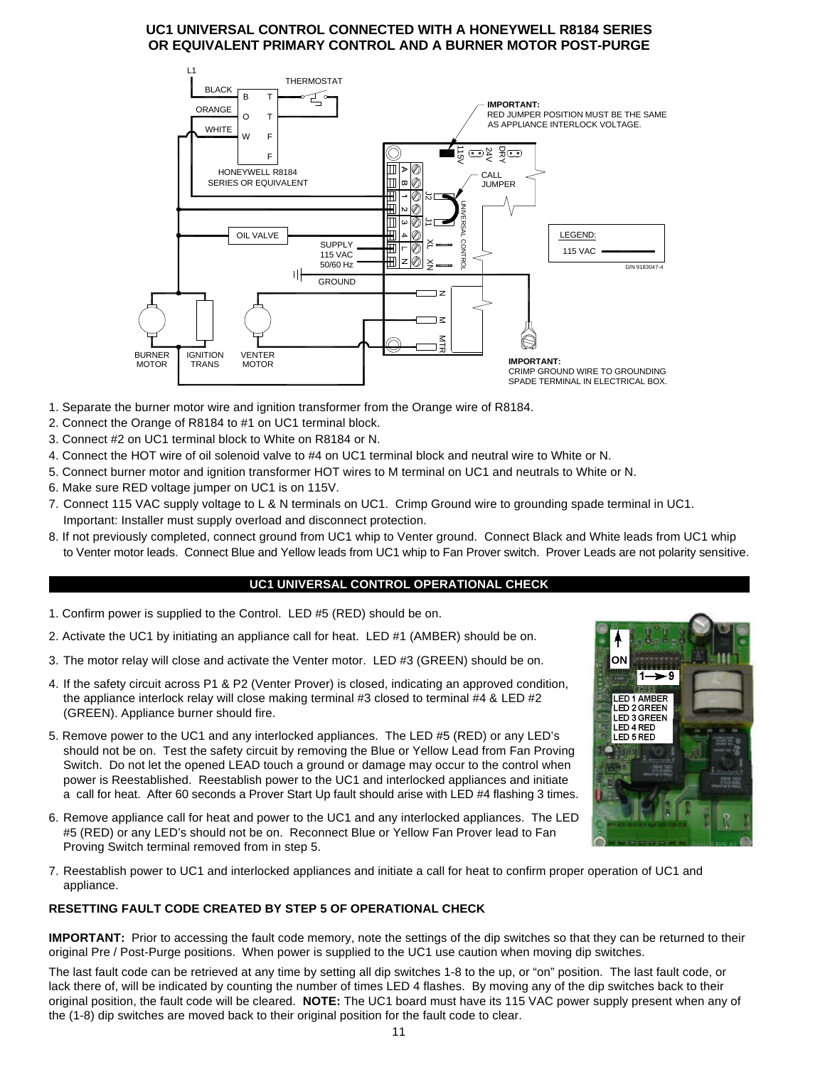## UC1 UNIVERSAL CONTROL CONNECTED WITH A HONEYWELL R8184 SERIES OR EQUIVALENT PRIMARY CONTROL AND A BURNER MOTOR POST-PURGE

1. Separate the burner motor wire and ignition transformer from the Orange wire of R8184.
2. Connect the Orange of R8184 to #1 on UC1 terminal block.
3. Connect #2 on UC1 terminal block to White on R8184 or N.
4. Connect the HOT wire of oil solenoid valve to #4 on UC1 terminal block and neutral wire to White or N.
5. Connect burner motor and ignition transformer HOT wires to M terminal on UC1 and neutrals to White or N.
6. Make sure RED voltage jumper on UC1 is on 115V.
7. Connect 115 VAC supply voltage to L & N terminals on UC1. Crimp Ground wire to grounding spade terminal in UC1. Important: Installer must supply overload and disconnect protection.
8. If not previously completed, connect ground from UC1 whip to Venter ground. Connect Black and White leads from UC1 whip to Venter motor leads. Connect Blue and Yellow leads from UC1 whip to Fan Prover switch. Prover Leads are not polarity sensitive.

## UC1 UNIVERSAL CONTROL OPERATIONAL CHECK

1. Confirm power is supplied to the Control. LED #5 (RED) should be on.
2. Activate the UC1 by initiating an appliance call for heat. LED #1 (AMBER) should be on.
3. The motor relay will close and activate the Venter motor. LED #3 (GREEN) should be on.
4. If the safety circuit across P1 & P2 (Venter Prover) is closed, indicating an approved condition, the appliance interlock relay will close making terminal #3 closed to terminal #4 & LED #2 (GREEN). Appliance burner should fire.
5. Remove power to the UC1 and any interlocked appliances. The LED #5 (RED) or any LED's should not be on. Test the safety circuit by removing the Blue or Yellow Lead from Fan Proving Switch. Do not let the opened LEAD touch a ground or damage may occur to the control when power is Reestablished. Reestablish power to the UC1 and interlocked appliances and initiate a call for heat. After 60 seconds a Prover Start Up fault should arise with LED #4 flashing 3 times.
6. Remove appliance call for heat and power to the UC1 and any interlocked appliances. The LED #5 (RED) or any LED's should not be on. Reconnect Blue or Yellow Fan Prover lead to Fan Proving Switch terminal removed from in step 5.
7. Reestablish power to UC1 and interlocked appliances and initiate a call for heat to confirm proper operation of UC1 and appliance.

### RESETTING FAULT CODE CREATED BY STEP 5 OF OPERATIONAL CHECK

**IMPORTANT:** Prior to accessing the fault code memory, note the settings of the dip switches so that they can be returned to their original Pre / Post-Purge positions. When power is supplied to the UC1 use caution when moving dip switches.

The last fault code can be retrieved at any time by setting all dip switches 1-8 to the up, or "on" position. The last fault code, or lack there of, will be indicated by counting the number of times LED 4 flashes. By moving any of the dip switches back to their original position, the fault code will be cleared. **NOTE:** The UC1 board must have its 115 VAC power supply present when any of the (1-8) dip switches are moved back to their original position for the fault code to clear.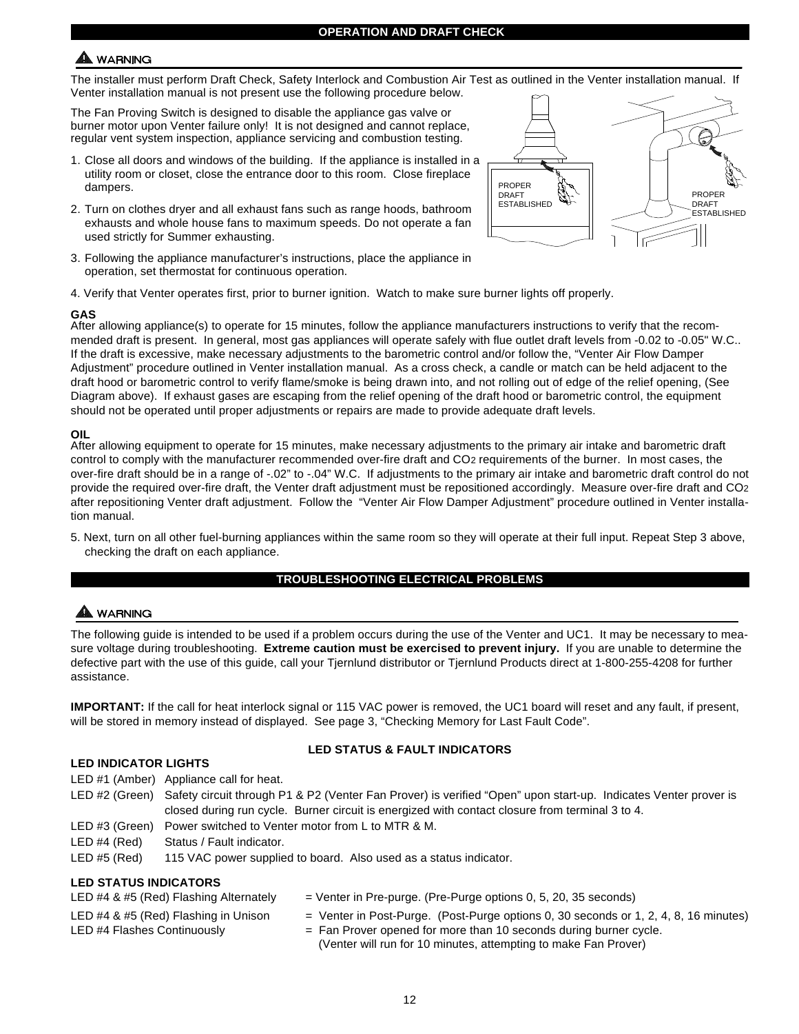## OPERATION AND DRAFT CHECK

**⚠ WARNING**

The installer must perform Draft Check, Safety Interlock and Combustion Air Test as outlined in the Venter installation manual. If Venter installation manual is not present use the following procedure below.

The Fan Proving Switch is designed to disable the appliance gas valve or burner motor upon Venter failure only! It is not designed and cannot replace, regular vent system inspection, appliance servicing and combustion testing.

1. Close all doors and windows of the building. If the appliance is installed in a utility room or closet, close the entrance door to this room. Close fireplace dampers.
2. Turn on clothes dryer and all exhaust fans such as range hoods, bathroom exhausts and whole house fans to maximum speeds. Do not operate a fan used strictly for Summer exhausting.
3. Following the appliance manufacturer's instructions, place the appliance in operation, set thermostat for continuous operation.
4. Verify that Venter operates first, prior to burner ignition. Watch to make sure burner lights off properly.

PROPER DRAFT ESTABLISHED

PROPER DRAFT ESTABLISHED

**GAS**

After allowing appliance(s) to operate for 15 minutes, follow the appliance manufacturers instructions to verify that the recommended draft is present. In general, most gas appliances will operate safely with flue outlet draft levels from -0.02 to -0.05" W.C.. If the draft is excessive, make necessary adjustments to the barometric control and/or follow the, "Venter Air Flow Damper Adjustment" procedure outlined in Venter installation manual. As a cross check, a candle or match can be held adjacent to the draft hood or barometric control to verify flame/smoke is being drawn into, and not rolling out of edge of the relief opening, (See Diagram above). If exhaust gases are escaping from the relief opening of the draft hood or barometric control, the equipment should not be operated until proper adjustments or repairs are made to provide adequate draft levels.

**OIL**

After allowing equipment to operate for 15 minutes, make necessary adjustments to the primary air intake and barometric draft control to comply with the manufacturer recommended over-fire draft and $CO_2$ requirements of the burner. In most cases, the over-fire draft should be in a range of -.02" to -.04" W.C. If adjustments to the primary air intake and barometric draft control do not provide the required over-fire draft, the Venter draft adjustment must be repositioned accordingly. Measure over-fire draft and $CO_2$ after repositioning Venter draft adjustment. Follow the "Venter Air Flow Damper Adjustment" procedure outlined in Venter installation manual.

5. Next, turn on all other fuel-burning appliances within the same room so they will operate at their full input. Repeat Step 3 above, checking the draft on each appliance.

## TROUBLESHOOTING ELECTRICAL PROBLEMS

**⚠ WARNING**

The following guide is intended to be used if a problem occurs during the use of the Venter and UC1. It may be necessary to measure voltage during troubleshooting. **Extreme caution must be exercised to prevent injury.** If you are unable to determine the defective part with the use of this guide, call your Tjernlund distributor or Tjernlund Products direct at 1-800-255-4208 for further assistance.

**IMPORTANT:** If the call for heat interlock signal or 115 VAC power is removed, the UC1 board will reset and any fault, if present, will be stored in memory instead of displayed. See page 3, "Checking Memory for Last Fault Code".

### LED STATUS & FAULT INDICATORS

**LED INDICATOR LIGHTS**

| | |
|---|---|
| LED #1 (Amber) | Appliance call for heat. |
| LED #2 (Green) | Safety circuit through P1 & P2 (Venter Fan Prover) is verified "Open" upon start-up. Indicates Venter prover is closed during run cycle. Burner circuit is energized with contact closure from terminal 3 to 4. |
| LED #3 (Green) | Power switched to Venter motor from L to MTR & M. |
| LED #4 (Red) | Status / Fault indicator. |
| LED #5 (Red) | 115 VAC power supplied to board. Also used as a status indicator. |

**LED STATUS INDICATORS**

| | |
|---|---|
| LED #4 & #5 (Red) Flashing Alternately | = Venter in Pre-purge. (Pre-Purge options 0, 5, 20, 35 seconds) |
| LED #4 & #5 (Red) Flashing in Unison | = Venter in Post-Purge. (Post-Purge options 0, 30 seconds or 1, 2, 4, 8, 16 minutes) |
| LED #4 Flashes Continuously | = Fan Prover opened for more than 10 seconds during burner cycle. (Venter will run for 10 minutes, attempting to make Fan Prover) |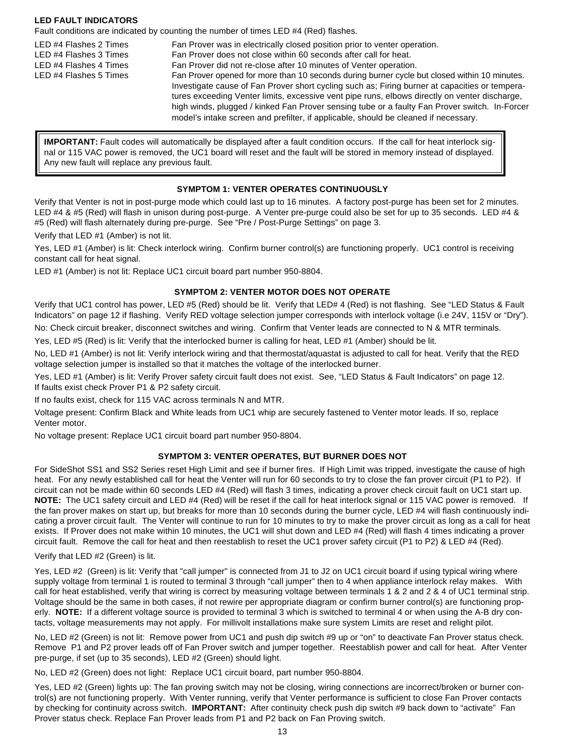## LED FAULT INDICATORS

Fault conditions are indicated by counting the number of times LED #4 (Red) flashes.

| | |
|---|---|
| LED #4 Flashes 2 Times | Fan Prover was in electrically closed position prior to venter operation. |
| LED #4 Flashes 3 Times | Fan Prover does not close within 60 seconds after call for heat. |
| LED #4 Flashes 4 Times | Fan Prover did not re-close after 10 minutes of Venter operation. |
| LED #4 Flashes 5 Times | Fan Prover opened for more than 10 seconds during burner cycle but closed within 10 minutes. Investigate cause of Fan Prover short cycling such as; Firing burner at capacities or temperatures exceeding Venter limits, excessive vent pipe runs, elbows directly on venter discharge, high winds, plugged / kinked Fan Prover sensing tube or a faulty Fan Prover switch. In-Forcer model's intake screen and prefilter, if applicable, should be cleaned if necessary. |

> **IMPORTANT:** Fault codes will automatically be displayed after a fault condition occurs. If the call for heat interlock signal or 115 VAC power is removed, the UC1 board will reset and the fault will be stored in memory instead of displayed. Any new fault will replace any previous fault.

### SYMPTOM 1: VENTER OPERATES CONTINUOUSLY

Verify that Venter is not in post-purge mode which could last up to 16 minutes. A factory post-purge has been set for 2 minutes. LED #4 & #5 (Red) will flash in unison during post-purge. A Venter pre-purge could also be set for up to 35 seconds. LED #4 & #5 (Red) will flash alternately during pre-purge. See "Pre / Post-Purge Settings" on page 3.

Verify that LED #1 (Amber) is not lit.

Yes, LED #1 (Amber) is lit: Check interlock wiring. Confirm burner control(s) are functioning properly. UC1 control is receiving constant call for heat signal.

LED #1 (Amber) is not lit: Replace UC1 circuit board part number 950-8804.

### SYMPTOM 2: VENTER MOTOR DOES NOT OPERATE

Verify that UC1 control has power, LED #5 (Red) should be lit. Verify that LED# 4 (Red) is not flashing. See "LED Status & Fault Indicators" on page 12 if flashing. Verify RED voltage selection jumper corresponds with interlock voltage (i.e 24V, 115V or "Dry").

No: Check circuit breaker, disconnect switches and wiring. Confirm that Venter leads are connected to N & MTR terminals.

Yes, LED #5 (Red) is lit: Verify that the interlocked burner is calling for heat, LED #1 (Amber) should be lit.

No, LED #1 (Amber) is not lit: Verify interlock wiring and that thermostat/aquastat is adjusted to call for heat. Verify that the RED voltage selection jumper is installed so that it matches the voltage of the interlocked burner.

Yes, LED #1 (Amber) is lit: Verify Prover safety circuit fault does not exist. See, "LED Status & Fault Indicators" on page 12. If faults exist check Prover P1 & P2 safety circuit.

If no faults exist, check for 115 VAC across terminals N and MTR.

Voltage present: Confirm Black and White leads from UC1 whip are securely fastened to Venter motor leads. If so, replace Venter motor.

No voltage present: Replace UC1 circuit board part number 950-8804.

### SYMPTOM 3: VENTER OPERATES, BUT BURNER DOES NOT

For SideShot SS1 and SS2 Series reset High Limit and see if burner fires. If High Limit was tripped, investigate the cause of high heat. For any newly established call for heat the Venter will run for 60 seconds to try to close the fan prover circuit (P1 to P2). If circuit can not be made within 60 seconds LED #4 (Red) will flash 3 times, indicating a prover check circuit fault on UC1 start up. **NOTE:** The UC1 safety circuit and LED #4 (Red) will be reset if the call for heat interlock signal or 115 VAC power is removed. If the fan prover makes on start up, but breaks for more than 10 seconds during the burner cycle, LED #4 will flash continuously indicating a prover circuit fault. The Venter will continue to run for 10 minutes to try to make the prover circuit as long as a call for heat exists. If Prover does not make within 10 minutes, the UC1 will shut down and LED #4 (Red) will flash 4 times indicating a prover circuit fault. Remove the call for heat and then reestablish to reset the UC1 prover safety circuit (P1 to P2) & LED #4 (Red).

Verify that LED #2 (Green) is lit.

Yes, LED #2 (Green) is lit: Verify that "call jumper" is connected from J1 to J2 on UC1 circuit board if using typical wiring where supply voltage from terminal 1 is routed to terminal 3 through "call jumper" then to 4 when appliance interlock relay makes. With call for heat established, verify that wiring is correct by measuring voltage between terminals 1 & 2 and 2 & 4 of UC1 terminal strip. Voltage should be the same in both cases, if not rewire per appropriate diagram or confirm burner control(s) are functioning properly. **NOTE:** If a different voltage source is provided to terminal 3 which is switched to terminal 4 or when using the A-B dry contacts, voltage measurements may not apply. For millivolt installations make sure system Limits are reset and relight pilot.

No, LED #2 (Green) is not lit: Remove power from UC1 and push dip switch #9 up or "on" to deactivate Fan Prover status check. Remove P1 and P2 prover leads off of Fan Prover switch and jumper together. Reestablish power and call for heat. After Venter pre-purge, if set (up to 35 seconds), LED #2 (Green) should light.

No, LED #2 (Green) does not light: Replace UC1 circuit board, part number 950-8804.

Yes, LED #2 (Green) lights up: The fan proving switch may not be closing, wiring connections are incorrect/broken or burner control(s) are not functioning properly. With Venter running, verify that Venter performance is sufficient to close Fan Prover contacts by checking for continuity across switch. **IMPORTANT:** After continuity check push dip switch #9 back down to "activate" Fan Prover status check. Replace Fan Prover leads from P1 and P2 back on Fan Proving switch.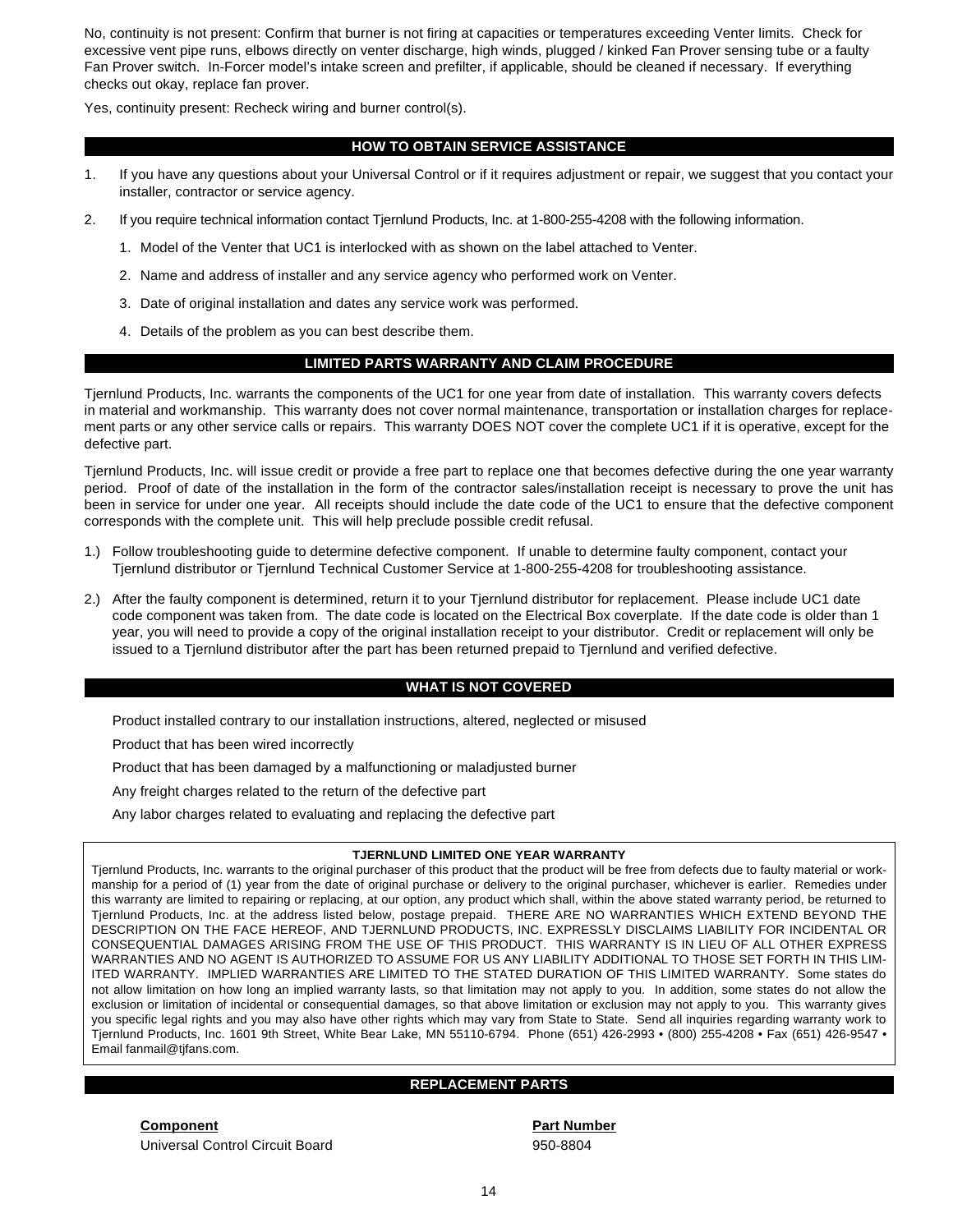No, continuity is not present: Confirm that burner is not firing at capacities or temperatures exceeding Venter limits. Check for excessive vent pipe runs, elbows directly on venter discharge, high winds, plugged / kinked Fan Prover sensing tube or a faulty Fan Prover switch. In-Forcer model's intake screen and prefilter, if applicable, should be cleaned if necessary. If everything checks out okay, replace fan prover.

Yes, continuity present: Recheck wiring and burner control(s).

## HOW TO OBTAIN SERVICE ASSISTANCE

1. If you have any questions about your Universal Control or if it requires adjustment or repair, we suggest that you contact your installer, contractor or service agency.
2. If you require technical information contact Tjernlund Products, Inc. at 1-800-255-4208 with the following information.
   1. Model of the Venter that UC1 is interlocked with as shown on the label attached to Venter.
   2. Name and address of installer and any service agency who performed work on Venter.
   3. Date of original installation and dates any service work was performed.
   4. Details of the problem as you can best describe them.

## LIMITED PARTS WARRANTY AND CLAIM PROCEDURE

Tjernlund Products, Inc. warrants the components of the UC1 for one year from date of installation. This warranty covers defects in material and workmanship. This warranty does not cover normal maintenance, transportation or installation charges for replacement parts or any other service calls or repairs. This warranty DOES NOT cover the complete UC1 if it is operative, except for the defective part.

Tjernlund Products, Inc. will issue credit or provide a free part to replace one that becomes defective during the one year warranty period. Proof of date of the installation in the form of the contractor sales/installation receipt is necessary to prove the unit has been in service for under one year. All receipts should include the date code of the UC1 to ensure that the defective component corresponds with the complete unit. This will help preclude possible credit refusal.

1.) Follow troubleshooting guide to determine defective component. If unable to determine faulty component, contact your Tjernlund distributor or Tjernlund Technical Customer Service at 1-800-255-4208 for troubleshooting assistance.

2.) After the faulty component is determined, return it to your Tjernlund distributor for replacement. Please include UC1 date code component was taken from. The date code is located on the Electrical Box coverplate. If the date code is older than 1 year, you will need to provide a copy of the original installation receipt to your distributor. Credit or replacement will only be issued to a Tjernlund distributor after the part has been returned prepaid to Tjernlund and verified defective.

## WHAT IS NOT COVERED

Product installed contrary to our installation instructions, altered, neglected or misused

Product that has been wired incorrectly

Product that has been damaged by a malfunctioning or maladjusted burner

Any freight charges related to the return of the defective part

Any labor charges related to evaluating and replacing the defective part

### TJERNLUND LIMITED ONE YEAR WARRANTY

Tjernlund Products, Inc. warrants to the original purchaser of this product that the product will be free from defects due to faulty material or workmanship for a period of (1) year from the date of original purchase or delivery to the original purchaser, whichever is earlier. Remedies under this warranty are limited to repairing or replacing, at our option, any product which shall, within the above stated warranty period, be returned to Tjernlund Products, Inc. at the address listed below, postage prepaid. THERE ARE NO WARRANTIES WHICH EXTEND BEYOND THE DESCRIPTION ON THE FACE HEREOF, AND TJERNLUND PRODUCTS, INC. EXPRESSLY DISCLAIMS LIABILITY FOR INCIDENTAL OR CONSEQUENTIAL DAMAGES ARISING FROM THE USE OF THIS PRODUCT. THIS WARRANTY IS IN LIEU OF ALL OTHER EXPRESS WARRANTIES AND NO AGENT IS AUTHORIZED TO ASSUME FOR US ANY LIABILITY ADDITIONAL TO THOSE SET FORTH IN THIS LIMITED WARRANTY. IMPLIED WARRANTIES ARE LIMITED TO THE STATED DURATION OF THIS LIMITED WARRANTY. Some states do not allow limitation on how long an implied warranty lasts, so that limitation may not apply to you. In addition, some states do not allow the exclusion or limitation of incidental or consequential damages, so that above limitation or exclusion may not apply to you. This warranty gives you specific legal rights and you may also have other rights which may vary from State to State. Send all inquiries regarding warranty work to Tjernlund Products, Inc. 1601 9th Street, White Bear Lake, MN 55110-6794. Phone (651) 426-2993 • (800) 255-4208 • Fax (651) 426-9547 • Email fanmail@tjfans.com.

## REPLACEMENT PARTS

| Component | Part Number |
|---|---|
| Universal Control Circuit Board | 950-8804 |